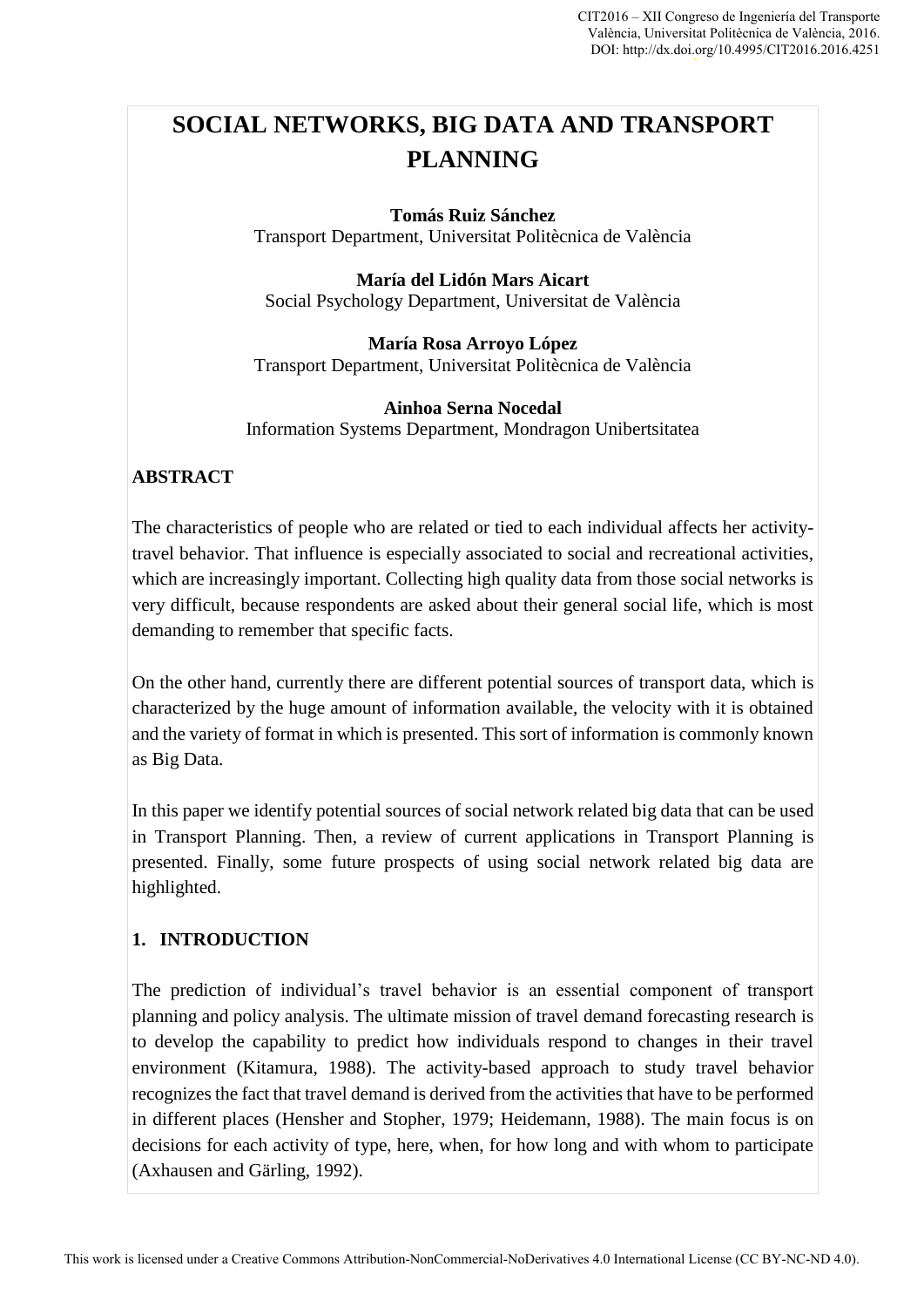# SOCIAL NETWORKS, BIG DATA AND TRANSPORT PLANNING

**Tomás Ruiz Sánchez**
Transport Department, Universitat Politècnica de València

**María del Lidón Mars Aicart**
Social Psychology Department, Universitat de València

**María Rosa Arroyo López**
Transport Department, Universitat Politècnica de València

**Ainhoa Serna Nocedal**
Information Systems Department, Mondragon Unibertsitatea

## ABSTRACT

The characteristics of people who are related or tied to each individual affects her activity-travel behavior. That influence is especially associated to social and recreational activities, which are increasingly important. Collecting high quality data from those social networks is very difficult, because respondents are asked about their general social life, which is most demanding to remember that specific facts.

On the other hand, currently there are different potential sources of transport data, which is characterized by the huge amount of information available, the velocity with it is obtained and the variety of format in which is presented. This sort of information is commonly known as Big Data.

In this paper we identify potential sources of social network related big data that can be used in Transport Planning. Then, a review of current applications in Transport Planning is presented. Finally, some future prospects of using social network related big data are highlighted.

## 1. INTRODUCTION

The prediction of individual's travel behavior is an essential component of transport planning and policy analysis. The ultimate mission of travel demand forecasting research is to develop the capability to predict how individuals respond to changes in their travel environment (Kitamura, 1988). The activity-based approach to study travel behavior recognizes the fact that travel demand is derived from the activities that have to be performed in different places (Hensher and Stopher, 1979; Heidemann, 1988). The main focus is on decisions for each activity of type, here, when, for how long and with whom to participate (Axhausen and Gärling, 1992).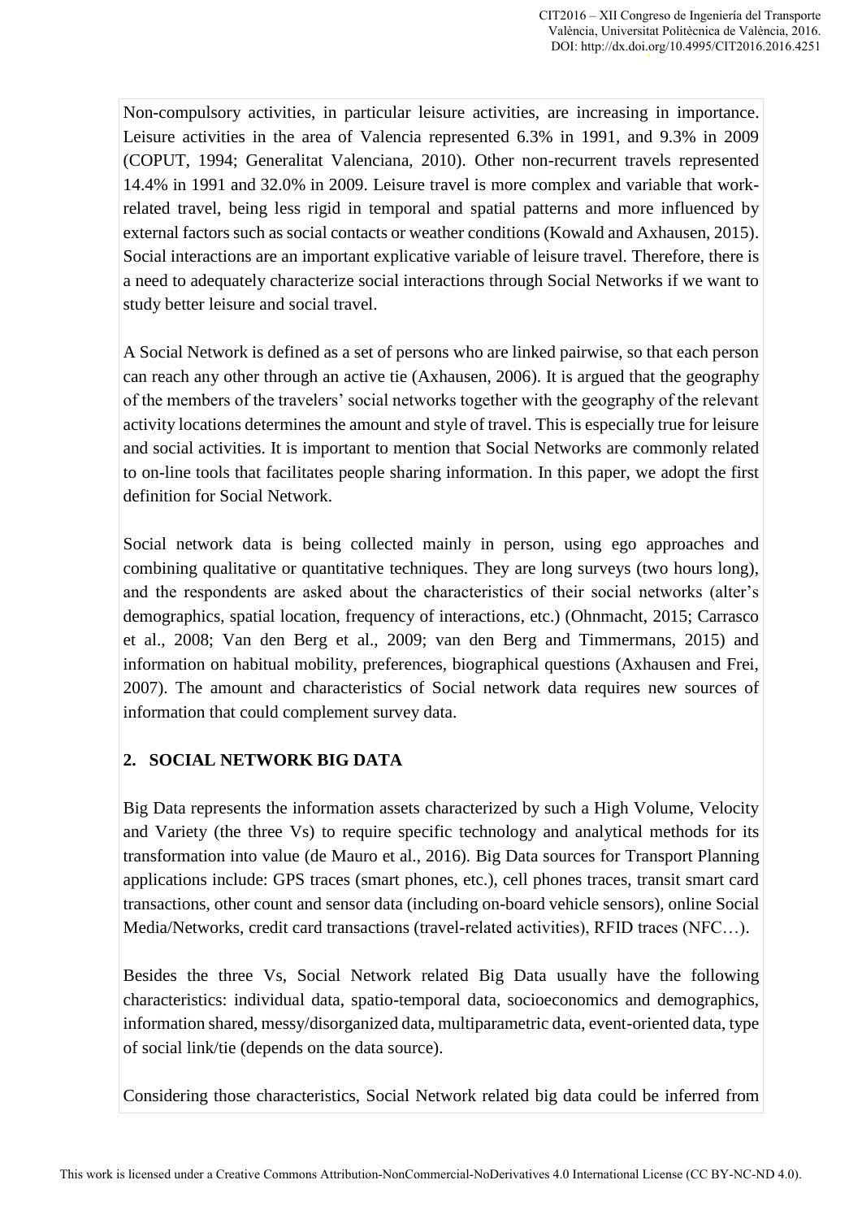Non-compulsory activities, in particular leisure activities, are increasing in importance. Leisure activities in the area of Valencia represented 6.3% in 1991, and 9.3% in 2009 (COPUT, 1994; Generalitat Valenciana, 2010). Other non-recurrent travels represented 14.4% in 1991 and 32.0% in 2009. Leisure travel is more complex and variable that work-related travel, being less rigid in temporal and spatial patterns and more influenced by external factors such as social contacts or weather conditions (Kowald and Axhausen, 2015). Social interactions are an important explicative variable of leisure travel. Therefore, there is a need to adequately characterize social interactions through Social Networks if we want to study better leisure and social travel.

A Social Network is defined as a set of persons who are linked pairwise, so that each person can reach any other through an active tie (Axhausen, 2006). It is argued that the geography of the members of the travelers' social networks together with the geography of the relevant activity locations determines the amount and style of travel. This is especially true for leisure and social activities. It is important to mention that Social Networks are commonly related to on-line tools that facilitates people sharing information. In this paper, we adopt the first definition for Social Network.

Social network data is being collected mainly in person, using ego approaches and combining qualitative or quantitative techniques. They are long surveys (two hours long), and the respondents are asked about the characteristics of their social networks (alter's demographics, spatial location, frequency of interactions, etc.) (Ohnmacht, 2015; Carrasco et al., 2008; Van den Berg et al., 2009; van den Berg and Timmermans, 2015) and information on habitual mobility, preferences, biographical questions (Axhausen and Frei, 2007). The amount and characteristics of Social network data requires new sources of information that could complement survey data.

## 2. SOCIAL NETWORK BIG DATA

Big Data represents the information assets characterized by such a High Volume, Velocity and Variety (the three Vs) to require specific technology and analytical methods for its transformation into value (de Mauro et al., 2016). Big Data sources for Transport Planning applications include: GPS traces (smart phones, etc.), cell phones traces, transit smart card transactions, other count and sensor data (including on-board vehicle sensors), online Social Media/Networks, credit card transactions (travel-related activities), RFID traces (NFC…).

Besides the three Vs, Social Network related Big Data usually have the following characteristics: individual data, spatio-temporal data, socioeconomics and demographics, information shared, messy/disorganized data, multiparametric data, event-oriented data, type of social link/tie (depends on the data source).

Considering those characteristics, Social Network related big data could be inferred from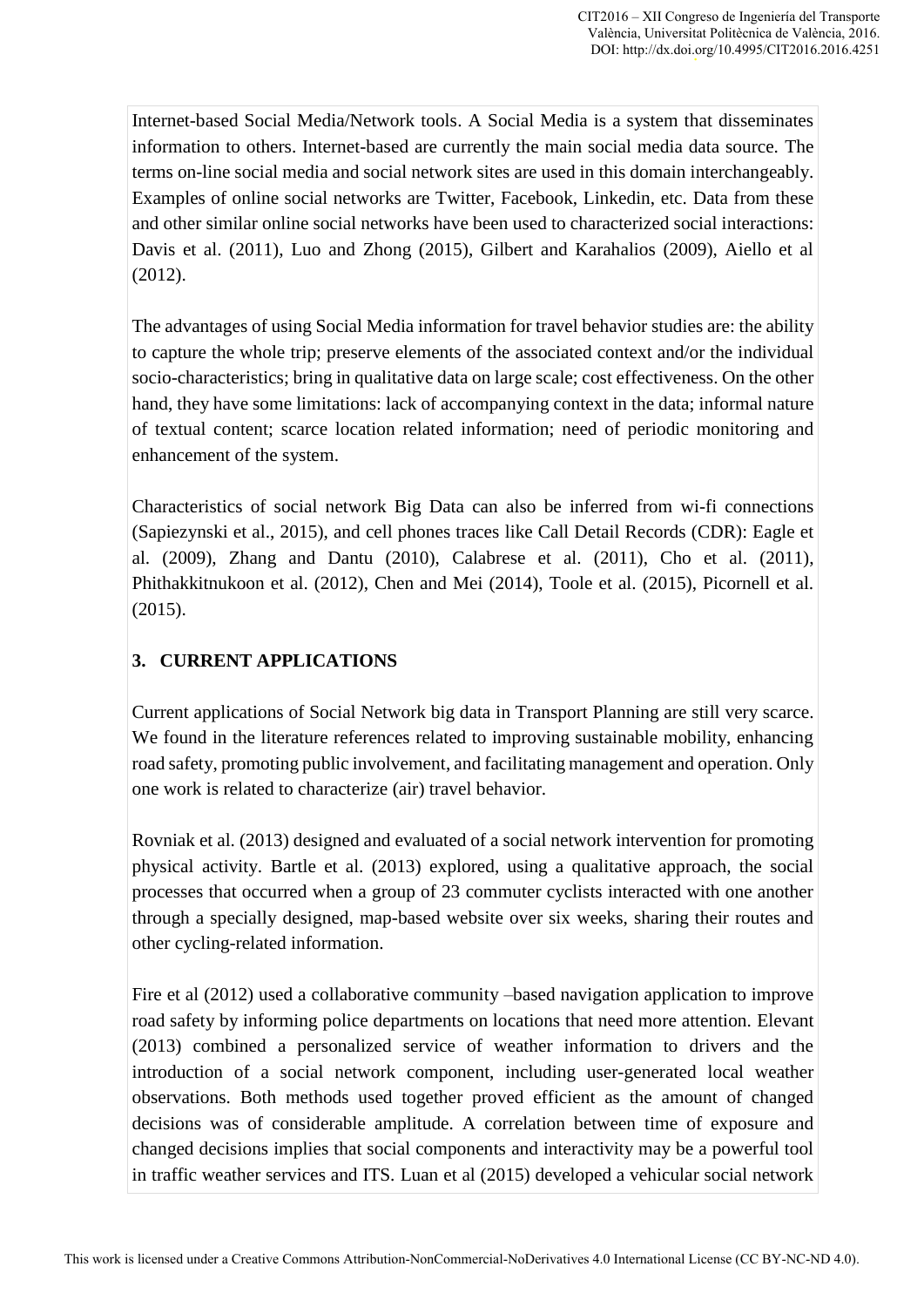Internet-based Social Media/Network tools. A Social Media is a system that disseminates information to others. Internet-based are currently the main social media data source. The terms on-line social media and social network sites are used in this domain interchangeably. Examples of online social networks are Twitter, Facebook, Linkedin, etc. Data from these and other similar online social networks have been used to characterized social interactions: Davis et al. (2011), Luo and Zhong (2015), Gilbert and Karahalios (2009), Aiello et al (2012).

The advantages of using Social Media information for travel behavior studies are: the ability to capture the whole trip; preserve elements of the associated context and/or the individual socio-characteristics; bring in qualitative data on large scale; cost effectiveness. On the other hand, they have some limitations: lack of accompanying context in the data; informal nature of textual content; scarce location related information; need of periodic monitoring and enhancement of the system.

Characteristics of social network Big Data can also be inferred from wi-fi connections (Sapiezynski et al., 2015), and cell phones traces like Call Detail Records (CDR): Eagle et al. (2009), Zhang and Dantu (2010), Calabrese et al. (2011), Cho et al. (2011), Phithakkitnukoon et al. (2012), Chen and Mei (2014), Toole et al. (2015), Picornell et al. (2015).

## 3. CURRENT APPLICATIONS

Current applications of Social Network big data in Transport Planning are still very scarce. We found in the literature references related to improving sustainable mobility, enhancing road safety, promoting public involvement, and facilitating management and operation. Only one work is related to characterize (air) travel behavior.

Rovniak et al. (2013) designed and evaluated of a social network intervention for promoting physical activity. Bartle et al. (2013) explored, using a qualitative approach, the social processes that occurred when a group of 23 commuter cyclists interacted with one another through a specially designed, map-based website over six weeks, sharing their routes and other cycling-related information.

Fire et al (2012) used a collaborative community –based navigation application to improve road safety by informing police departments on locations that need more attention. Elevant (2013) combined a personalized service of weather information to drivers and the introduction of a social network component, including user-generated local weather observations. Both methods used together proved efficient as the amount of changed decisions was of considerable amplitude. A correlation between time of exposure and changed decisions implies that social components and interactivity may be a powerful tool in traffic weather services and ITS. Luan et al (2015) developed a vehicular social network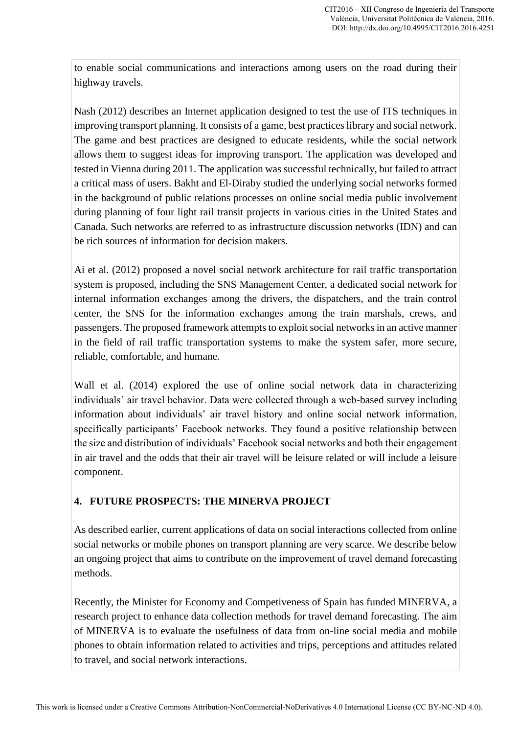to enable social communications and interactions among users on the road during their highway travels.

Nash (2012) describes an Internet application designed to test the use of ITS techniques in improving transport planning. It consists of a game, best practices library and social network. The game and best practices are designed to educate residents, while the social network allows them to suggest ideas for improving transport. The application was developed and tested in Vienna during 2011. The application was successful technically, but failed to attract a critical mass of users. Bakht and El-Diraby studied the underlying social networks formed in the background of public relations processes on online social media public involvement during planning of four light rail transit projects in various cities in the United States and Canada. Such networks are referred to as infrastructure discussion networks (IDN) and can be rich sources of information for decision makers.

Ai et al. (2012) proposed a novel social network architecture for rail traffic transportation system is proposed, including the SNS Management Center, a dedicated social network for internal information exchanges among the drivers, the dispatchers, and the train control center, the SNS for the information exchanges among the train marshals, crews, and passengers. The proposed framework attempts to exploit social networks in an active manner in the field of rail traffic transportation systems to make the system safer, more secure, reliable, comfortable, and humane.

Wall et al. (2014) explored the use of online social network data in characterizing individuals' air travel behavior. Data were collected through a web-based survey including information about individuals' air travel history and online social network information, specifically participants' Facebook networks. They found a positive relationship between the size and distribution of individuals' Facebook social networks and both their engagement in air travel and the odds that their air travel will be leisure related or will include a leisure component.

## 4. FUTURE PROSPECTS: THE MINERVA PROJECT

As described earlier, current applications of data on social interactions collected from online social networks or mobile phones on transport planning are very scarce. We describe below an ongoing project that aims to contribute on the improvement of travel demand forecasting methods.

Recently, the Minister for Economy and Competiveness of Spain has funded MINERVA, a research project to enhance data collection methods for travel demand forecasting. The aim of MINERVA is to evaluate the usefulness of data from on-line social media and mobile phones to obtain information related to activities and trips, perceptions and attitudes related to travel, and social network interactions.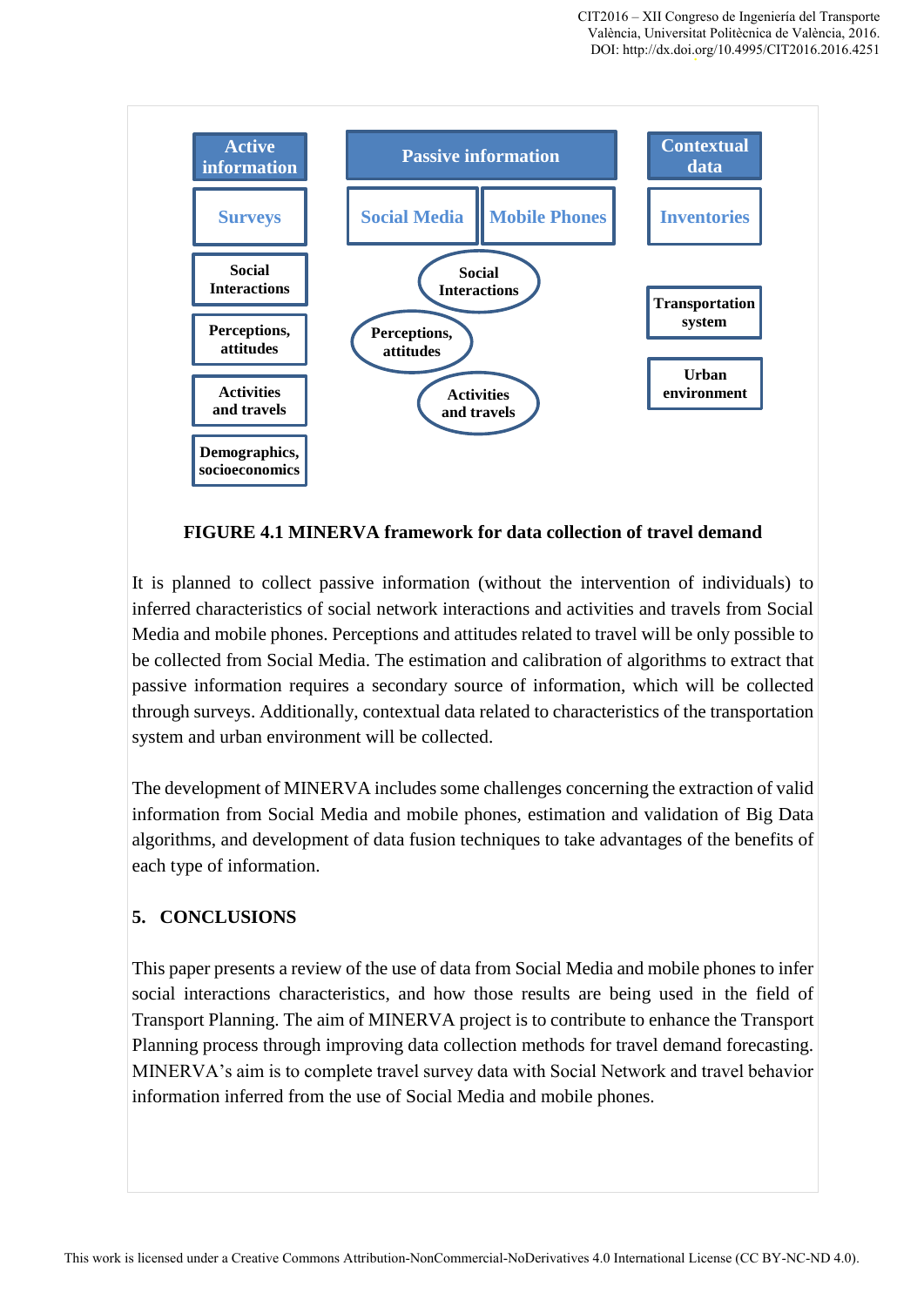| Active information | Passive information | | Contextual data |
|---|---|---|---|
| Surveys | Social Media | Mobile Phones | Inventories |
| Social Interactions | Social Interactions | | Transportation system |
| Perceptions, attitudes | Perceptions, attitudes | | Urban environment |
| Activities and travels | Activities and travels | | |
| Demographics, socioeconomics | | | |

**FIGURE 4.1 MINERVA framework for data collection of travel demand**

It is planned to collect passive information (without the intervention of individuals) to inferred characteristics of social network interactions and activities and travels from Social Media and mobile phones. Perceptions and attitudes related to travel will be only possible to be collected from Social Media. The estimation and calibration of algorithms to extract that passive information requires a secondary source of information, which will be collected through surveys. Additionally, contextual data related to characteristics of the transportation system and urban environment will be collected.

The development of MINERVA includes some challenges concerning the extraction of valid information from Social Media and mobile phones, estimation and validation of Big Data algorithms, and development of data fusion techniques to take advantages of the benefits of each type of information.

## 5. CONCLUSIONS

This paper presents a review of the use of data from Social Media and mobile phones to infer social interactions characteristics, and how those results are being used in the field of Transport Planning. The aim of MINERVA project is to contribute to enhance the Transport Planning process through improving data collection methods for travel demand forecasting. MINERVA's aim is to complete travel survey data with Social Network and travel behavior information inferred from the use of Social Media and mobile phones.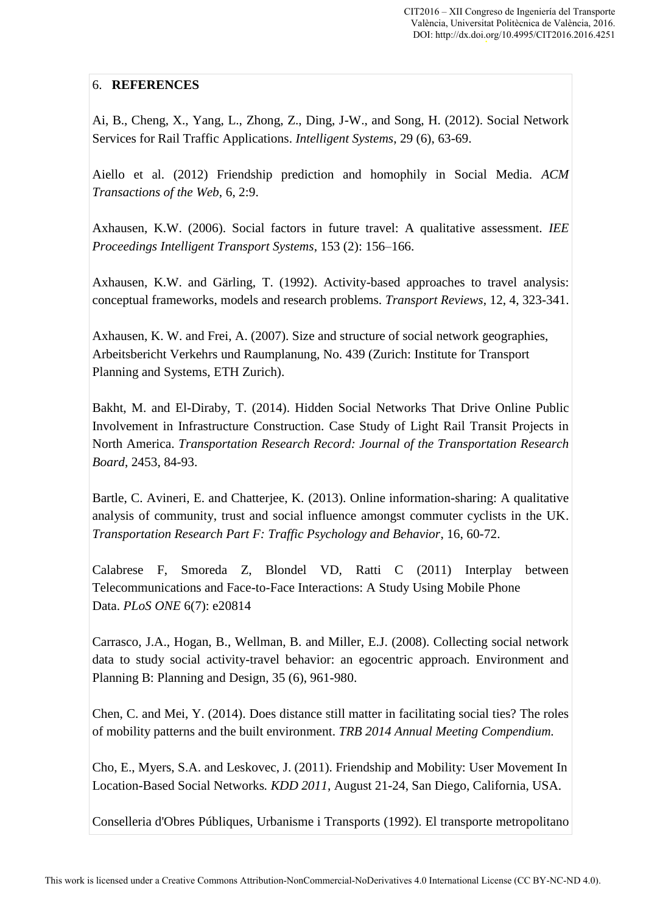## 6. **REFERENCES**

Ai, B., Cheng, X., Yang, L., Zhong, Z., Ding, J-W., and Song, H. (2012). Social Network Services for Rail Traffic Applications. *Intelligent Systems*, 29 (6), 63-69.

Aiello et al. (2012) Friendship prediction and homophily in Social Media. *ACM Transactions of the Web*, 6, 2:9.

Axhausen, K.W. (2006). Social factors in future travel: A qualitative assessment. *IEE Proceedings Intelligent Transport Systems*, 153 (2): 156–166.

Axhausen, K.W. and Gärling, T. (1992). Activity-based approaches to travel analysis: conceptual frameworks, models and research problems. *Transport Reviews*, 12, 4, 323-341.

Axhausen, K. W. and Frei, A. (2007). Size and structure of social network geographies, Arbeitsbericht Verkehrs und Raumplanung, No. 439 (Zurich: Institute for Transport Planning and Systems, ETH Zurich).

Bakht, M. and El-Diraby, T. (2014). Hidden Social Networks That Drive Online Public Involvement in Infrastructure Construction. Case Study of Light Rail Transit Projects in North America. *Transportation Research Record: Journal of the Transportation Research Board*, 2453, 84-93.

Bartle, C. Avineri, E. and Chatterjee, K. (2013). Online information-sharing: A qualitative analysis of community, trust and social influence amongst commuter cyclists in the UK. *Transportation Research Part F: Traffic Psychology and Behavior*, 16, 60-72.

Calabrese F, Smoreda Z, Blondel VD, Ratti C (2011) Interplay between Telecommunications and Face-to-Face Interactions: A Study Using Mobile Phone Data. *PLoS ONE* 6(7): e20814

Carrasco, J.A., Hogan, B., Wellman, B. and Miller, E.J. (2008). Collecting social network data to study social activity-travel behavior: an egocentric approach. Environment and Planning B: Planning and Design, 35 (6), 961-980.

Chen, C. and Mei, Y. (2014). Does distance still matter in facilitating social ties? The roles of mobility patterns and the built environment. *TRB 2014 Annual Meeting Compendium.*

Cho, E., Myers, S.A. and Leskovec, J. (2011). Friendship and Mobility: User Movement In Location-Based Social Networks. *KDD 2011*, August 21-24, San Diego, California, USA.

Conselleria d'Obres Públiques, Urbanisme i Transports (1992). El transporte metropolitano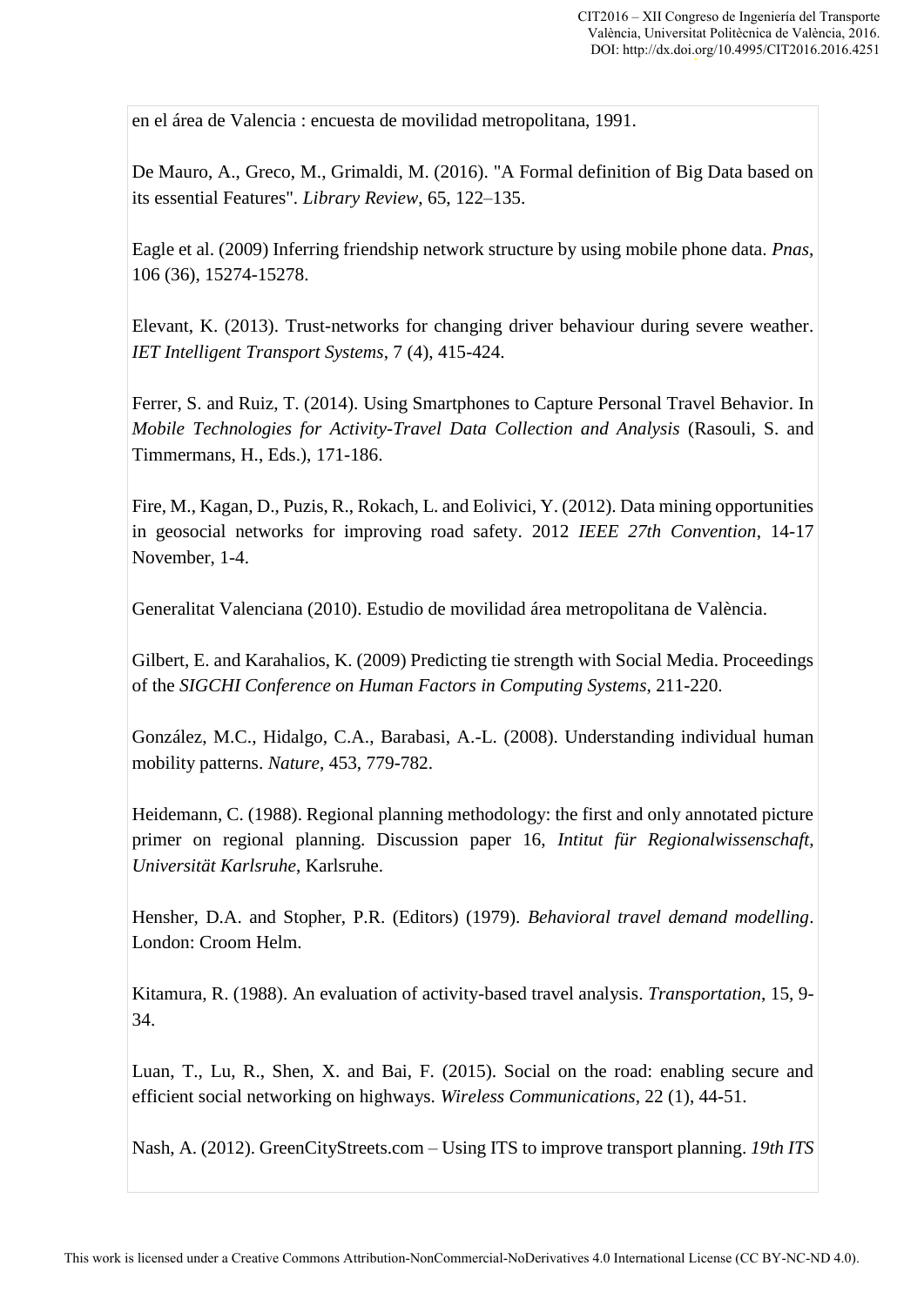en el área de Valencia : encuesta de movilidad metropolitana, 1991.

De Mauro, A., Greco, M., Grimaldi, M. (2016). "A Formal definition of Big Data based on its essential Features". *Library Review*, 65, 122–135.

Eagle et al. (2009) Inferring friendship network structure by using mobile phone data. *Pnas*, 106 (36), 15274-15278.

Elevant, K. (2013). Trust-networks for changing driver behaviour during severe weather. *IET Intelligent Transport Systems*, 7 (4), 415-424.

Ferrer, S. and Ruiz, T. (2014). Using Smartphones to Capture Personal Travel Behavior. In *Mobile Technologies for Activity-Travel Data Collection and Analysis* (Rasouli, S. and Timmermans, H., Eds.), 171-186.

Fire, M., Kagan, D., Puzis, R., Rokach, L. and Eolivici, Y. (2012). Data mining opportunities in geosocial networks for improving road safety. 2012 *IEEE 27th Convention*, 14-17 November, 1-4.

Generalitat Valenciana (2010). Estudio de movilidad área metropolitana de València.

Gilbert, E. and Karahalios, K. (2009) Predicting tie strength with Social Media. Proceedings of the *SIGCHI Conference on Human Factors in Computing Systems*, 211-220.

González, M.C., Hidalgo, C.A., Barabasi, A.-L. (2008). Understanding individual human mobility patterns. *Nature*, 453, 779-782.

Heidemann, C. (1988). Regional planning methodology: the first and only annotated picture primer on regional planning. Discussion paper 16, *Intitut für Regionalwissenschaft, Universität Karlsruhe*, Karlsruhe.

Hensher, D.A. and Stopher, P.R. (Editors) (1979). *Behavioral travel demand modelling*. London: Croom Helm.

Kitamura, R. (1988). An evaluation of activity-based travel analysis. *Transportation*, 15, 9-34.

Luan, T., Lu, R., Shen, X. and Bai, F. (2015). Social on the road: enabling secure and efficient social networking on highways. *Wireless Communications*, 22 (1), 44-51.

Nash, A. (2012). GreenCityStreets.com – Using ITS to improve transport planning. *19th ITS*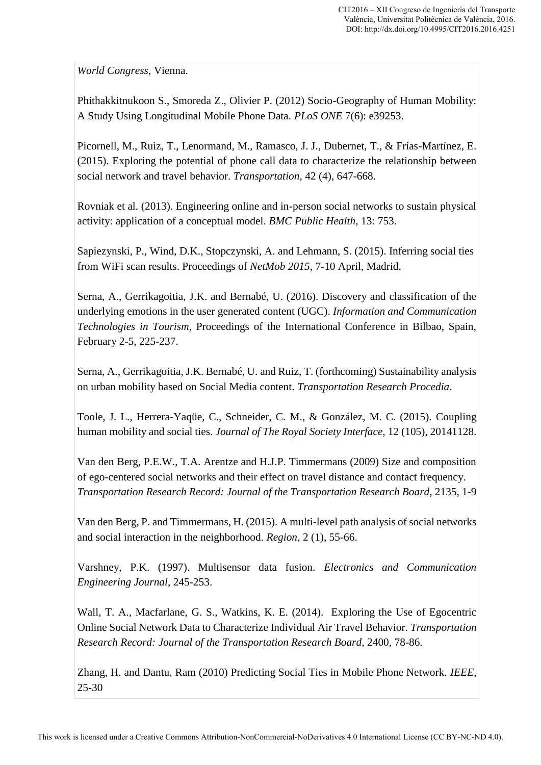*World Congress*, Vienna.

Phithakkitnukoon S., Smoreda Z., Olivier P. (2012) Socio-Geography of Human Mobility: A Study Using Longitudinal Mobile Phone Data. *PLoS ONE* 7(6): e39253.

Picornell, M., Ruiz, T., Lenormand, M., Ramasco, J. J., Dubernet, T., & Frías-Martínez, E. (2015). Exploring the potential of phone call data to characterize the relationship between social network and travel behavior. *Transportation*, 42 (4), 647-668.

Rovniak et al. (2013). Engineering online and in-person social networks to sustain physical activity: application of a conceptual model. *BMC Public Health*, 13: 753.

Sapiezynski, P., Wind, D.K., Stopczynski, A. and Lehmann, S. (2015). Inferring social ties from WiFi scan results. Proceedings of *NetMob 2015*, 7-10 April, Madrid.

Serna, A., Gerrikagoitia, J.K. and Bernabé, U. (2016). Discovery and classification of the underlying emotions in the user generated content (UGC). *Information and Communication Technologies in Tourism*, Proceedings of the International Conference in Bilbao, Spain, February 2-5, 225-237.

Serna, A., Gerrikagoitia, J.K. Bernabé, U. and Ruiz, T. (forthcoming) Sustainability analysis on urban mobility based on Social Media content. *Transportation Research Procedia*.

Toole, J. L., Herrera-Yaqüe, C., Schneider, C. M., & González, M. C. (2015). Coupling human mobility and social ties. *Journal of The Royal Society Interface*, 12 (105), 20141128.

Van den Berg, P.E.W., T.A. Arentze and H.J.P. Timmermans (2009) Size and composition of ego-centered social networks and their effect on travel distance and contact frequency. *Transportation Research Record: Journal of the Transportation Research Board*, 2135, 1-9

Van den Berg, P. and Timmermans, H. (2015). A multi-level path analysis of social networks and social interaction in the neighborhood. *Region*, 2 (1), 55-66.

Varshney, P.K. (1997). Multisensor data fusion. *Electronics and Communication Engineering Journal*, 245-253.

Wall, T. A., Macfarlane, G. S., Watkins, K. E. (2014). Exploring the Use of Egocentric Online Social Network Data to Characterize Individual Air Travel Behavior. *Transportation Research Record: Journal of the Transportation Research Board*, 2400, 78-86.

Zhang, H. and Dantu, Ram (2010) Predicting Social Ties in Mobile Phone Network. *IEEE*, 25-30